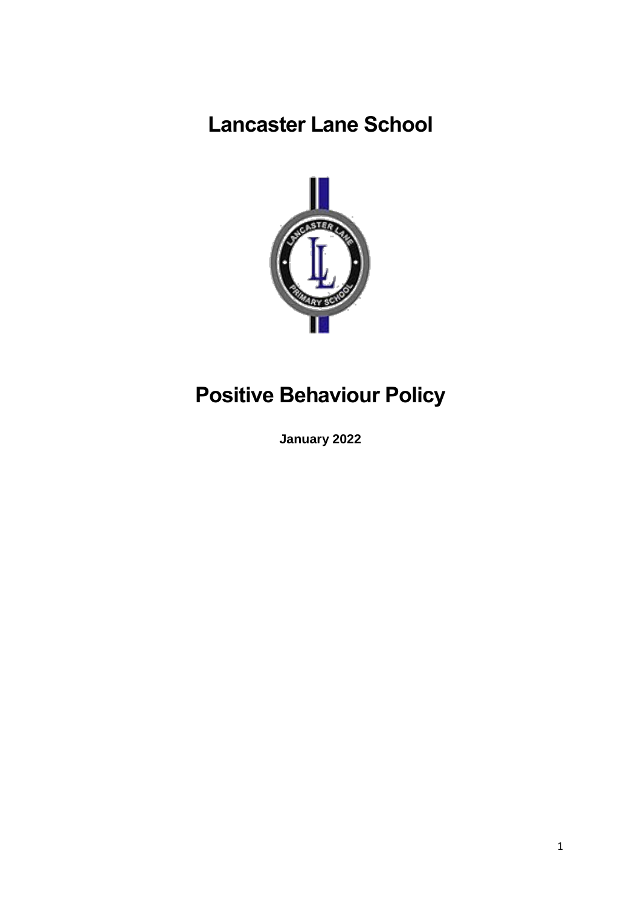# Lancaster Lane School

# Positive Behaviour Policy

**January 2022**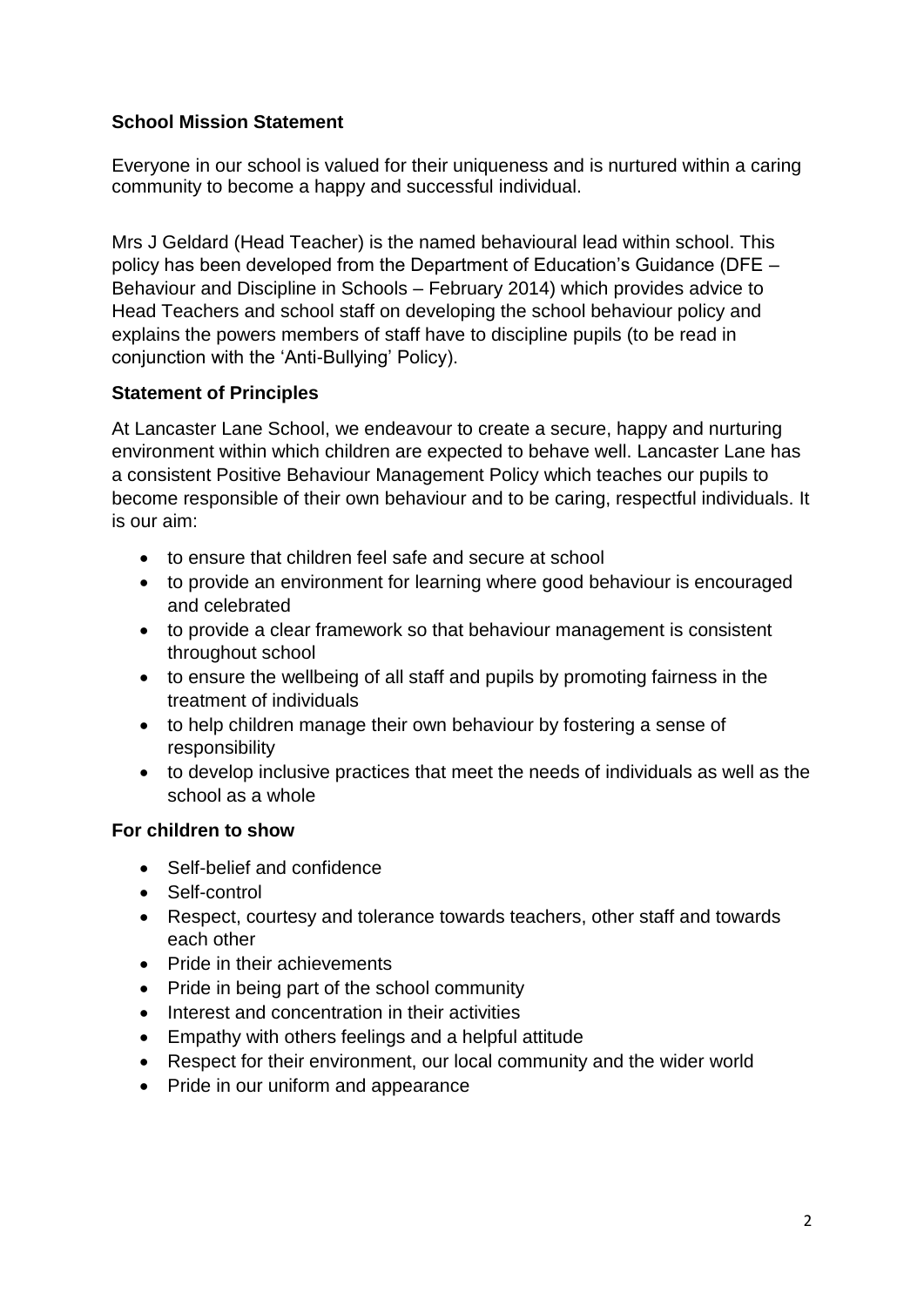## School Mission Statement

Everyone in our school is valued for their uniqueness and is nurtured within a caring community to become a happy and successful individual.

Mrs J Geldard (Head Teacher) is the named behavioural lead within school. This policy has been developed from the Department of Education's Guidance (DFE – Behaviour and Discipline in Schools – February 2014) which provides advice to Head Teachers and school staff on developing the school behaviour policy and explains the powers members of staff have to discipline pupils (to be read in conjunction with the 'Anti-Bullying' Policy).

## Statement of Principles

At Lancaster Lane School, we endeavour to create a secure, happy and nurturing environment within which children are expected to behave well. Lancaster Lane has a consistent Positive Behaviour Management Policy which teaches our pupils to become responsible of their own behaviour and to be caring, respectful individuals. It is our aim:

- to ensure that children feel safe and secure at school
- to provide an environment for learning where good behaviour is encouraged and celebrated
- to provide a clear framework so that behaviour management is consistent throughout school
- to ensure the wellbeing of all staff and pupils by promoting fairness in the treatment of individuals
- to help children manage their own behaviour by fostering a sense of responsibility
- to develop inclusive practices that meet the needs of individuals as well as the school as a whole

## For children to show

- Self-belief and confidence
- Self-control
- Respect, courtesy and tolerance towards teachers, other staff and towards each other
- Pride in their achievements
- Pride in being part of the school community
- Interest and concentration in their activities
- Empathy with others feelings and a helpful attitude
- Respect for their environment, our local community and the wider world
- Pride in our uniform and appearance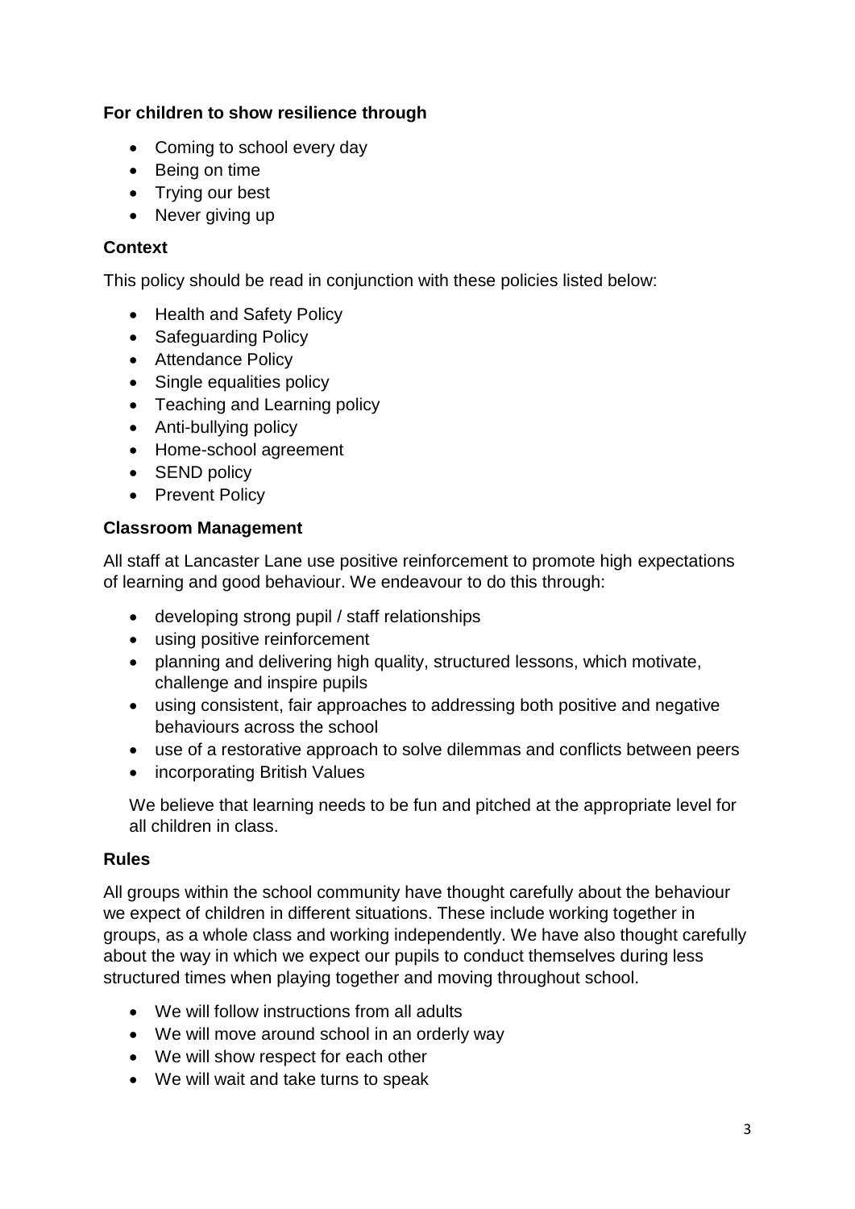**For children to show resilience through**

- Coming to school every day
- Being on time
- Trying our best
- Never giving up

## Context

This policy should be read in conjunction with these policies listed below:

- Health and Safety Policy
- Safeguarding Policy
- Attendance Policy
- Single equalities policy
- Teaching and Learning policy
- Anti-bullying policy
- Home-school agreement
- SEND policy
- Prevent Policy

## Classroom Management

All staff at Lancaster Lane use positive reinforcement to promote high expectations of learning and good behaviour. We endeavour to do this through:

- developing strong pupil / staff relationships
- using positive reinforcement
- planning and delivering high quality, structured lessons, which motivate, challenge and inspire pupils
- using consistent, fair approaches to addressing both positive and negative behaviours across the school
- use of a restorative approach to solve dilemmas and conflicts between peers
- incorporating British Values

We believe that learning needs to be fun and pitched at the appropriate level for all children in class.

## Rules

All groups within the school community have thought carefully about the behaviour we expect of children in different situations. These include working together in groups, as a whole class and working independently. We have also thought carefully about the way in which we expect our pupils to conduct themselves during less structured times when playing together and moving throughout school.

- We will follow instructions from all adults
- We will move around school in an orderly way
- We will show respect for each other
- We will wait and take turns to speak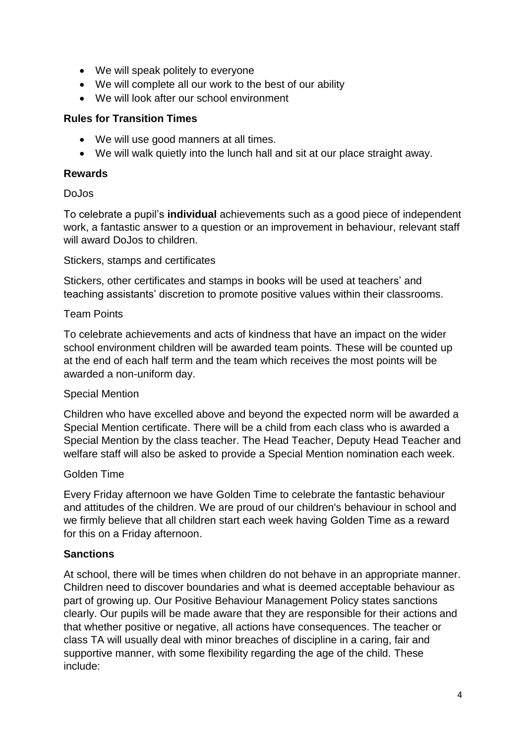- We will speak politely to everyone
- We will complete all our work to the best of our ability
- We will look after our school environment

**Rules for Transition Times**

- We will use good manners at all times.
- We will walk quietly into the lunch hall and sit at our place straight away.

**Rewards**

DoJos

To celebrate a pupil's **individual** achievements such as a good piece of independent work, a fantastic answer to a question or an improvement in behaviour, relevant staff will award DoJos to children.

Stickers, stamps and certificates

Stickers, other certificates and stamps in books will be used at teachers' and teaching assistants' discretion to promote positive values within their classrooms.

Team Points

To celebrate achievements and acts of kindness that have an impact on the wider school environment children will be awarded team points. These will be counted up at the end of each half term and the team which receives the most points will be awarded a non-uniform day.

Special Mention

Children who have excelled above and beyond the expected norm will be awarded a Special Mention certificate. There will be a child from each class who is awarded a Special Mention by the class teacher. The Head Teacher, Deputy Head Teacher and welfare staff will also be asked to provide a Special Mention nomination each week.

Golden Time

Every Friday afternoon we have Golden Time to celebrate the fantastic behaviour and attitudes of the children. We are proud of our children's behaviour in school and we firmly believe that all children start each week having Golden Time as a reward for this on a Friday afternoon.

**Sanctions**

At school, there will be times when children do not behave in an appropriate manner. Children need to discover boundaries and what is deemed acceptable behaviour as part of growing up. Our Positive Behaviour Management Policy states sanctions clearly. Our pupils will be made aware that they are responsible for their actions and that whether positive or negative, all actions have consequences. The teacher or class TA will usually deal with minor breaches of discipline in a caring, fair and supportive manner, with some flexibility regarding the age of the child. These include: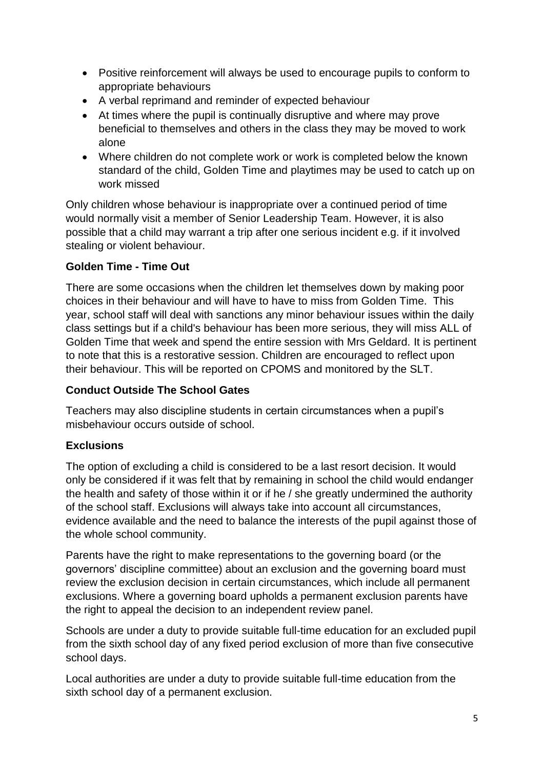- Positive reinforcement will always be used to encourage pupils to conform to appropriate behaviours
- A verbal reprimand and reminder of expected behaviour
- At times where the pupil is continually disruptive and where may prove beneficial to themselves and others in the class they may be moved to work alone
- Where children do not complete work or work is completed below the known standard of the child, Golden Time and playtimes may be used to catch up on work missed

Only children whose behaviour is inappropriate over a continued period of time would normally visit a member of Senior Leadership Team. However, it is also possible that a child may warrant a trip after one serious incident e.g. if it involved stealing or violent behaviour.

**Golden Time - Time Out**

There are some occasions when the children let themselves down by making poor choices in their behaviour and will have to have to miss from Golden Time. This year, school staff will deal with sanctions any minor behaviour issues within the daily class settings but if a child's behaviour has been more serious, they will miss ALL of Golden Time that week and spend the entire session with Mrs Geldard. It is pertinent to note that this is a restorative session. Children are encouraged to reflect upon their behaviour. This will be reported on CPOMS and monitored by the SLT.

**Conduct Outside The School Gates**

Teachers may also discipline students in certain circumstances when a pupil's misbehaviour occurs outside of school.

**Exclusions**

The option of excluding a child is considered to be a last resort decision. It would only be considered if it was felt that by remaining in school the child would endanger the health and safety of those within it or if he / she greatly undermined the authority of the school staff. Exclusions will always take into account all circumstances, evidence available and the need to balance the interests of the pupil against those of the whole school community.

Parents have the right to make representations to the governing board (or the governors' discipline committee) about an exclusion and the governing board must review the exclusion decision in certain circumstances, which include all permanent exclusions. Where a governing board upholds a permanent exclusion parents have the right to appeal the decision to an independent review panel.

Schools are under a duty to provide suitable full-time education for an excluded pupil from the sixth school day of any fixed period exclusion of more than five consecutive school days.

Local authorities are under a duty to provide suitable full-time education from the sixth school day of a permanent exclusion.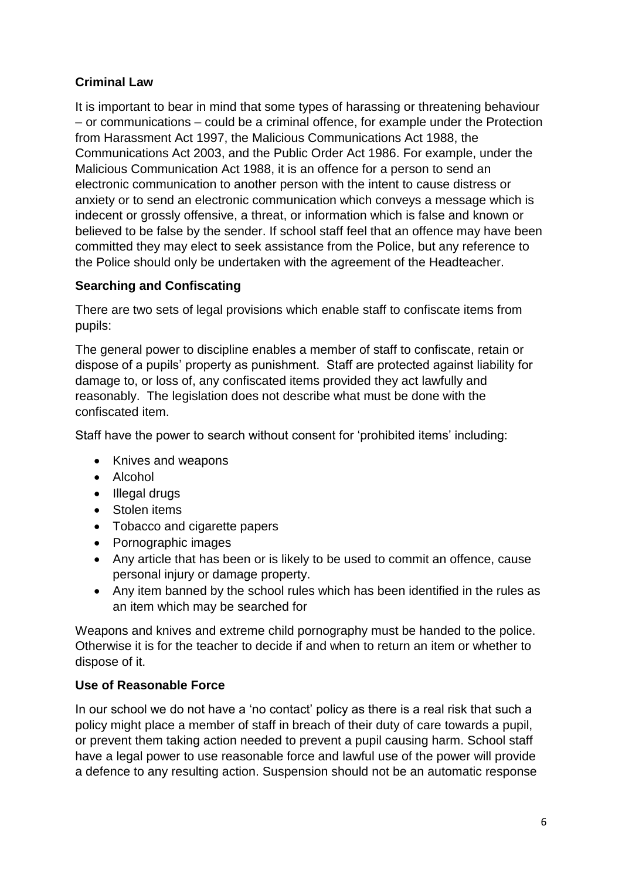**Criminal Law**

It is important to bear in mind that some types of harassing or threatening behaviour – or communications – could be a criminal offence, for example under the Protection from Harassment Act 1997, the Malicious Communications Act 1988, the Communications Act 2003, and the Public Order Act 1986. For example, under the Malicious Communication Act 1988, it is an offence for a person to send an electronic communication to another person with the intent to cause distress or anxiety or to send an electronic communication which conveys a message which is indecent or grossly offensive, a threat, or information which is false and known or believed to be false by the sender. If school staff feel that an offence may have been committed they may elect to seek assistance from the Police, but any reference to the Police should only be undertaken with the agreement of the Headteacher.

**Searching and Confiscating**

There are two sets of legal provisions which enable staff to confiscate items from pupils:

The general power to discipline enables a member of staff to confiscate, retain or dispose of a pupils' property as punishment. Staff are protected against liability for damage to, or loss of, any confiscated items provided they act lawfully and reasonably. The legislation does not describe what must be done with the confiscated item.

Staff have the power to search without consent for 'prohibited items' including:

- Knives and weapons
- Alcohol
- Illegal drugs
- Stolen items
- Tobacco and cigarette papers
- Pornographic images
- Any article that has been or is likely to be used to commit an offence, cause personal injury or damage property.
- Any item banned by the school rules which has been identified in the rules as an item which may be searched for

Weapons and knives and extreme child pornography must be handed to the police. Otherwise it is for the teacher to decide if and when to return an item or whether to dispose of it.

**Use of Reasonable Force**

In our school we do not have a 'no contact' policy as there is a real risk that such a policy might place a member of staff in breach of their duty of care towards a pupil, or prevent them taking action needed to prevent a pupil causing harm. School staff have a legal power to use reasonable force and lawful use of the power will provide a defence to any resulting action. Suspension should not be an automatic response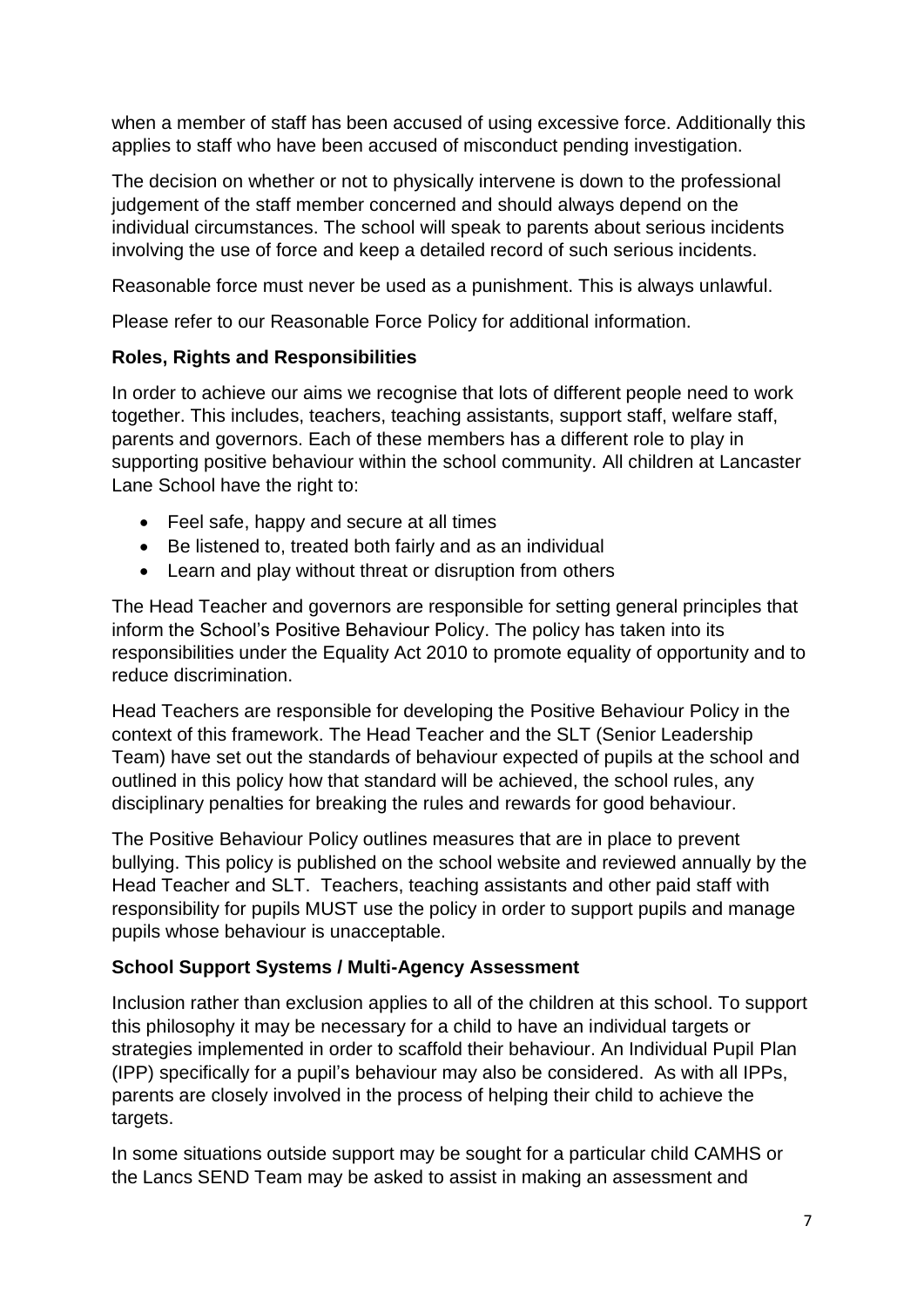when a member of staff has been accused of using excessive force. Additionally this applies to staff who have been accused of misconduct pending investigation.

The decision on whether or not to physically intervene is down to the professional judgement of the staff member concerned and should always depend on the individual circumstances. The school will speak to parents about serious incidents involving the use of force and keep a detailed record of such serious incidents.

Reasonable force must never be used as a punishment. This is always unlawful.

Please refer to our Reasonable Force Policy for additional information.

**Roles, Rights and Responsibilities**

In order to achieve our aims we recognise that lots of different people need to work together. This includes, teachers, teaching assistants, support staff, welfare staff, parents and governors. Each of these members has a different role to play in supporting positive behaviour within the school community. All children at Lancaster Lane School have the right to:

- Feel safe, happy and secure at all times
- Be listened to, treated both fairly and as an individual
- Learn and play without threat or disruption from others

The Head Teacher and governors are responsible for setting general principles that inform the School's Positive Behaviour Policy. The policy has taken into its responsibilities under the Equality Act 2010 to promote equality of opportunity and to reduce discrimination.

Head Teachers are responsible for developing the Positive Behaviour Policy in the context of this framework. The Head Teacher and the SLT (Senior Leadership Team) have set out the standards of behaviour expected of pupils at the school and outlined in this policy how that standard will be achieved, the school rules, any disciplinary penalties for breaking the rules and rewards for good behaviour.

The Positive Behaviour Policy outlines measures that are in place to prevent bullying. This policy is published on the school website and reviewed annually by the Head Teacher and SLT. Teachers, teaching assistants and other paid staff with responsibility for pupils MUST use the policy in order to support pupils and manage pupils whose behaviour is unacceptable.

**School Support Systems / Multi-Agency Assessment**

Inclusion rather than exclusion applies to all of the children at this school. To support this philosophy it may be necessary for a child to have an individual targets or strategies implemented in order to scaffold their behaviour. An Individual Pupil Plan (IPP) specifically for a pupil's behaviour may also be considered. As with all IPPs, parents are closely involved in the process of helping their child to achieve the targets.

In some situations outside support may be sought for a particular child CAMHS or the Lancs SEND Team may be asked to assist in making an assessment and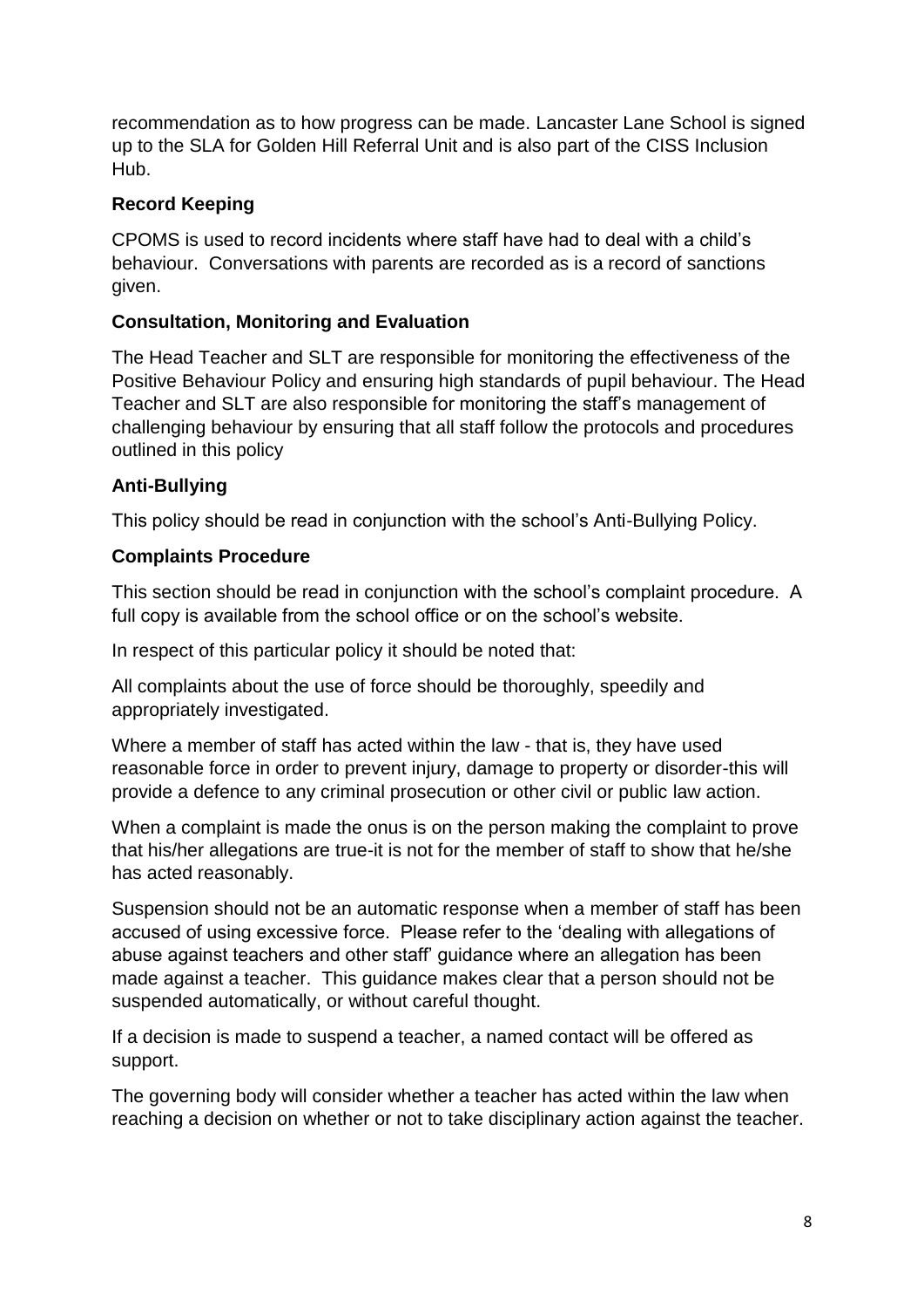recommendation as to how progress can be made. Lancaster Lane School is signed up to the SLA for Golden Hill Referral Unit and is also part of the CISS Inclusion Hub.

**Record Keeping**

CPOMS is used to record incidents where staff have had to deal with a child's behaviour. Conversations with parents are recorded as is a record of sanctions given.

**Consultation, Monitoring and Evaluation**

The Head Teacher and SLT are responsible for monitoring the effectiveness of the Positive Behaviour Policy and ensuring high standards of pupil behaviour. The Head Teacher and SLT are also responsible for monitoring the staff's management of challenging behaviour by ensuring that all staff follow the protocols and procedures outlined in this policy

**Anti-Bullying**

This policy should be read in conjunction with the school's Anti-Bullying Policy.

**Complaints Procedure**

This section should be read in conjunction with the school's complaint procedure. A full copy is available from the school office or on the school's website.

In respect of this particular policy it should be noted that:

All complaints about the use of force should be thoroughly, speedily and appropriately investigated.

Where a member of staff has acted within the law - that is, they have used reasonable force in order to prevent injury, damage to property or disorder-this will provide a defence to any criminal prosecution or other civil or public law action.

When a complaint is made the onus is on the person making the complaint to prove that his/her allegations are true-it is not for the member of staff to show that he/she has acted reasonably.

Suspension should not be an automatic response when a member of staff has been accused of using excessive force. Please refer to the 'dealing with allegations of abuse against teachers and other staff' guidance where an allegation has been made against a teacher. This guidance makes clear that a person should not be suspended automatically, or without careful thought.

If a decision is made to suspend a teacher, a named contact will be offered as support.

The governing body will consider whether a teacher has acted within the law when reaching a decision on whether or not to take disciplinary action against the teacher.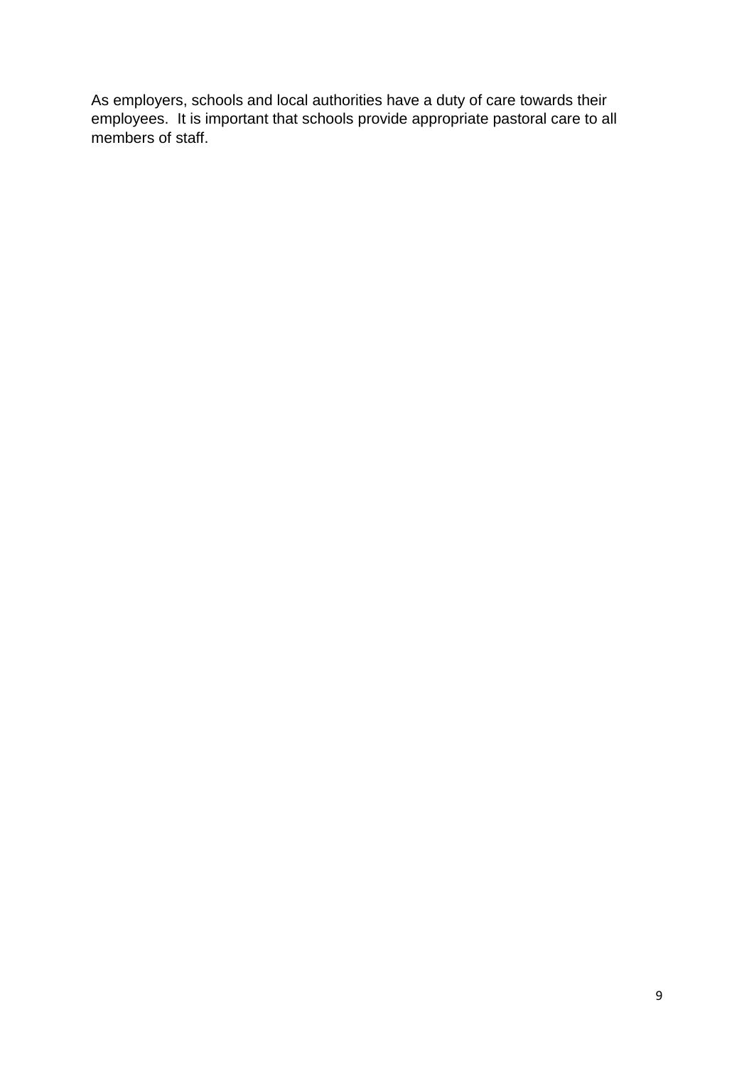As employers, schools and local authorities have a duty of care towards their employees. It is important that schools provide appropriate pastoral care to all members of staff.